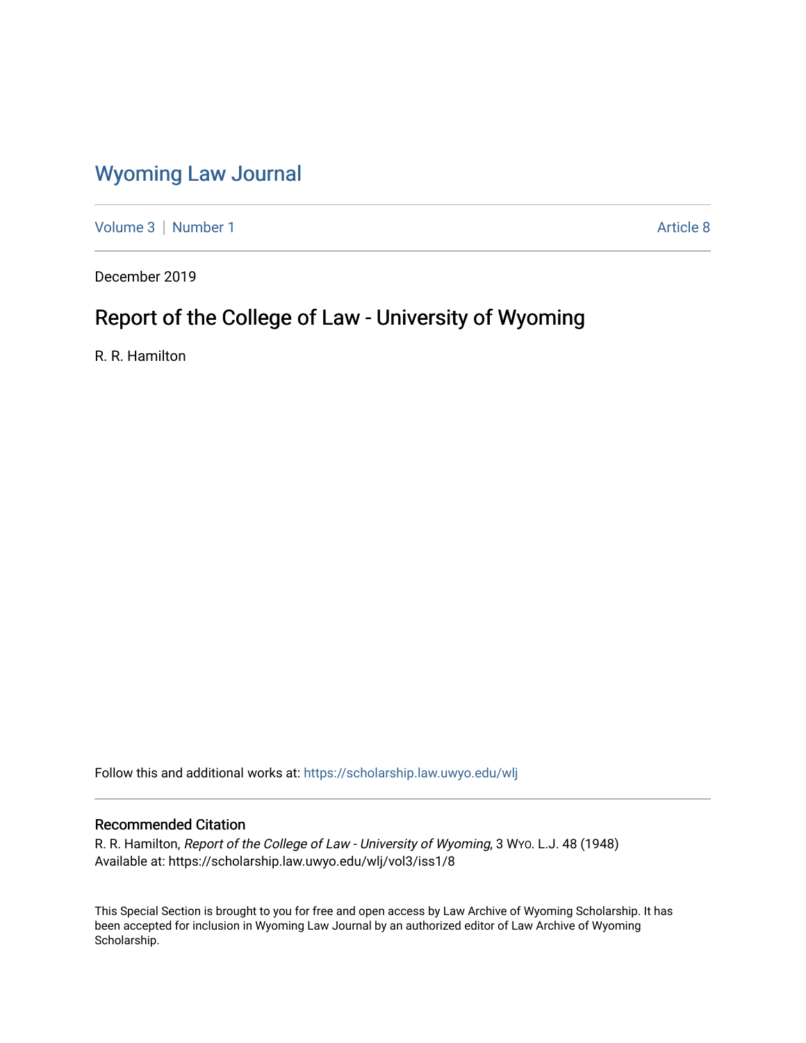# Wyoming Law Journal

Volume 3 | Number 1

Article 8

December 2019

## Report of the College of Law - University of Wyoming

R. R. Hamilton

Follow this and additional works at: https://scholarship.law.uwyo.edu/wlj

### Recommended Citation

R. R. Hamilton, *Report of the College of Law - University of Wyoming*, 3 WYO. L.J. 48 (1948)
Available at: https://scholarship.law.uwyo.edu/wlj/vol3/iss1/8

This Special Section is brought to you for free and open access by Law Archive of Wyoming Scholarship. It has been accepted for inclusion in Wyoming Law Journal by an authorized editor of Law Archive of Wyoming Scholarship.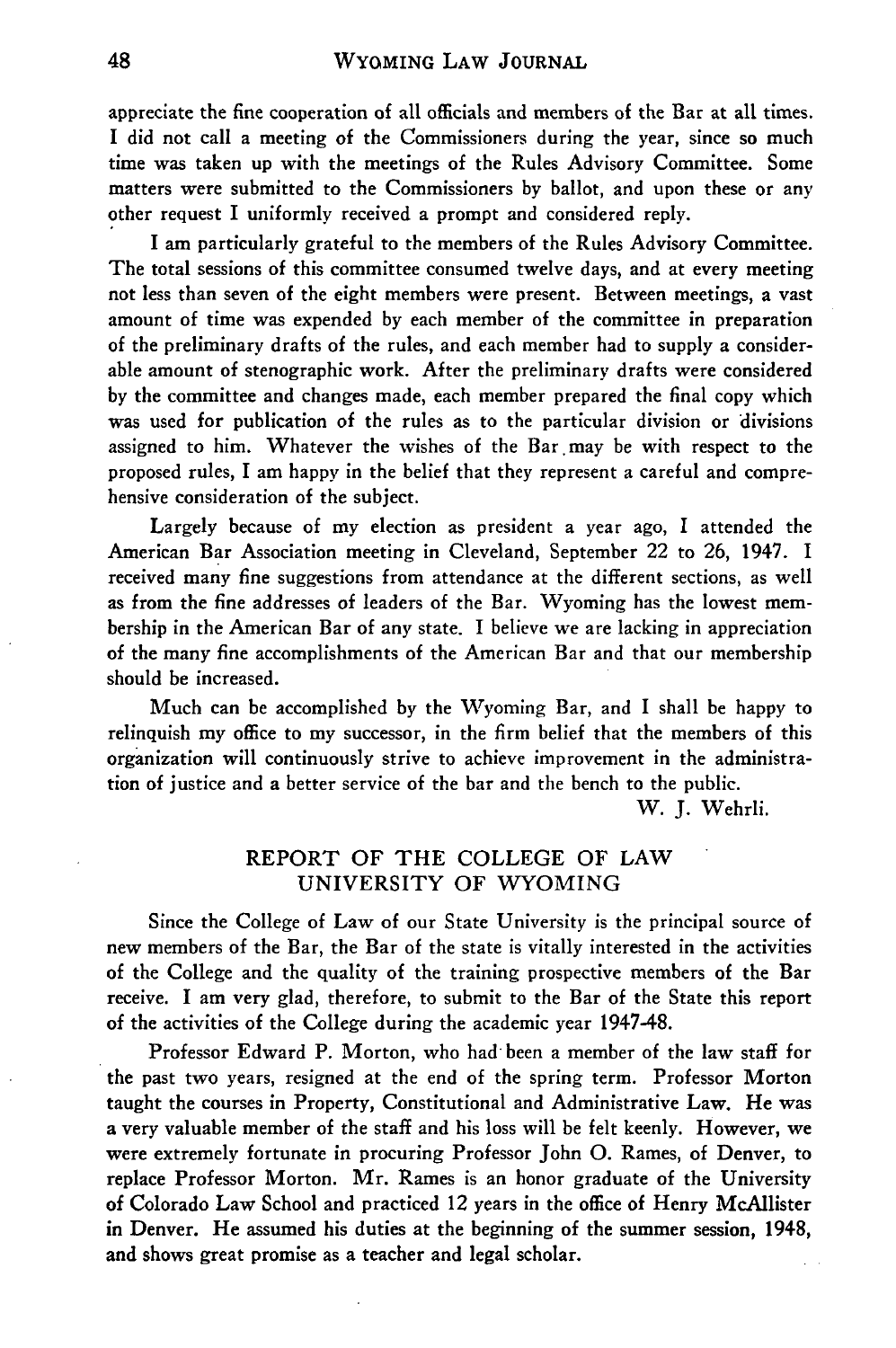appreciate the fine cooperation of all officials and members of the Bar at all times. I did not call a meeting of the Commissioners during the year, since so much time was taken up with the meetings of the Rules Advisory Committee. Some matters were submitted to the Commissioners by ballot, and upon these or any other request I uniformly received a prompt and considered reply.

I am particularly grateful to the members of the Rules Advisory Committee. The total sessions of this committee consumed twelve days, and at every meeting not less than seven of the eight members were present. Between meetings, a vast amount of time was expended by each member of the committee in preparation of the preliminary drafts of the rules, and each member had to supply a considerable amount of stenographic work. After the preliminary drafts were considered by the committee and changes made, each member prepared the final copy which was used for publication of the rules as to the particular division or divisions assigned to him. Whatever the wishes of the Bar may be with respect to the proposed rules, I am happy in the belief that they represent a careful and comprehensive consideration of the subject.

Largely because of my election as president a year ago, I attended the American Bar Association meeting in Cleveland, September 22 to 26, 1947. I received many fine suggestions from attendance at the different sections, as well as from the fine addresses of leaders of the Bar. Wyoming has the lowest membership in the American Bar of any state. I believe we are lacking in appreciation of the many fine accomplishments of the American Bar and that our membership should be increased.

Much can be accomplished by the Wyoming Bar, and I shall be happy to relinquish my office to my successor, in the firm belief that the members of this organization will continuously strive to achieve improvement in the administration of justice and a better service of the bar and the bench to the public.

W. J. Wehrli.

## REPORT OF THE COLLEGE OF LAW UNIVERSITY OF WYOMING

Since the College of Law of our State University is the principal source of new members of the Bar, the Bar of the state is vitally interested in the activities of the College and the quality of the training prospective members of the Bar receive. I am very glad, therefore, to submit to the Bar of the State this report of the activities of the College during the academic year 1947-48.

Professor Edward P. Morton, who had been a member of the law staff for the past two years, resigned at the end of the spring term. Professor Morton taught the courses in Property, Constitutional and Administrative Law. He was a very valuable member of the staff and his loss will be felt keenly. However, we were extremely fortunate in procuring Professor John O. Rames, of Denver, to replace Professor Morton. Mr. Rames is an honor graduate of the University of Colorado Law School and practiced 12 years in the office of Henry McAllister in Denver. He assumed his duties at the beginning of the summer session, 1948, and shows great promise as a teacher and legal scholar.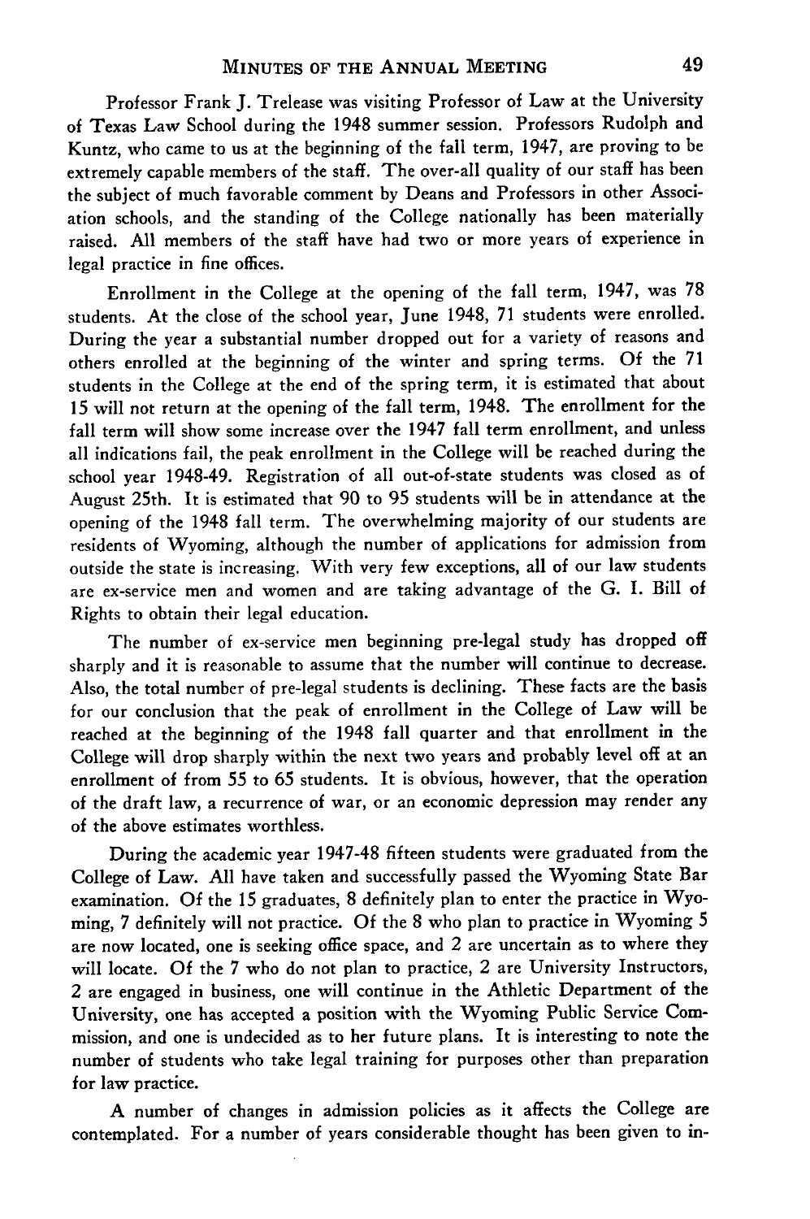Professor Frank J. Trelease was visiting Professor of Law at the University of Texas Law School during the 1948 summer session. Professors Rudolph and Kuntz, who came to us at the beginning of the fall term, 1947, are proving to be extremely capable members of the staff. The over-all quality of our staff has been the subject of much favorable comment by Deans and Professors in other Association schools, and the standing of the College nationally has been materially raised. All members of the staff have had two or more years of experience in legal practice in fine offices.

Enrollment in the College at the opening of the fall term, 1947, was 78 students. At the close of the school year, June 1948, 71 students were enrolled. During the year a substantial number dropped out for a variety of reasons and others enrolled at the beginning of the winter and spring terms. Of the 71 students in the College at the end of the spring term, it is estimated that about 15 will not return at the opening of the fall term, 1948. The enrollment for the fall term will show some increase over the 1947 fall term enrollment, and unless all indications fail, the peak enrollment in the College will be reached during the school year 1948-49. Registration of all out-of-state students was closed as of August 25th. It is estimated that 90 to 95 students will be in attendance at the opening of the 1948 fall term. The overwhelming majority of our students are residents of Wyoming, although the number of applications for admission from outside the state is increasing. With very few exceptions, all of our law students are ex-service men and women and are taking advantage of the G. I. Bill of Rights to obtain their legal education.

The number of ex-service men beginning pre-legal study has dropped off sharply and it is reasonable to assume that the number will continue to decrease. Also, the total number of pre-legal students is declining. These facts are the basis for our conclusion that the peak of enrollment in the College of Law will be reached at the beginning of the 1948 fall quarter and that enrollment in the College will drop sharply within the next two years and probably level off at an enrollment of from 55 to 65 students. It is obvious, however, that the operation of the draft law, a recurrence of war, or an economic depression may render any of the above estimates worthless.

During the academic year 1947-48 fifteen students were graduated from the College of Law. All have taken and successfully passed the Wyoming State Bar examination. Of the 15 graduates, 8 definitely plan to enter the practice in Wyoming, 7 definitely will not practice. Of the 8 who plan to practice in Wyoming 5 are now located, one is seeking office space, and 2 are uncertain as to where they will locate. Of the 7 who do not plan to practice, 2 are University Instructors, 2 are engaged in business, one will continue in the Athletic Department of the University, one has accepted a position with the Wyoming Public Service Commission, and one is undecided as to her future plans. It is interesting to note the number of students who take legal training for purposes other than preparation for law practice.

A number of changes in admission policies as it affects the College are contemplated. For a number of years considerable thought has been given to in-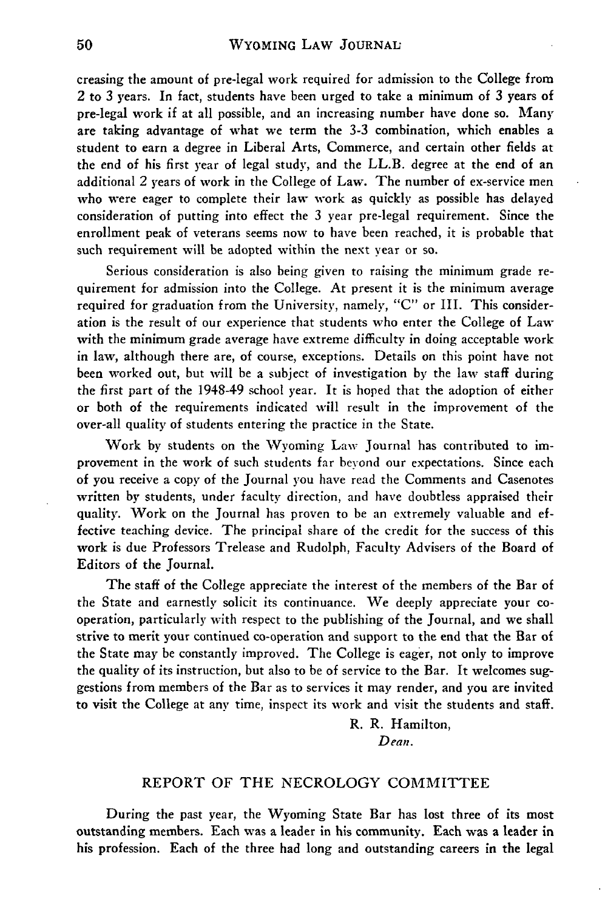creasing the amount of pre-legal work required for admission to the College from 2 to 3 years. In fact, students have been urged to take a minimum of 3 years of pre-legal work if at all possible, and an increasing number have done so. Many are taking advantage of what we term the 3-3 combination, which enables a student to earn a degree in Liberal Arts, Commerce, and certain other fields at the end of his first year of legal study, and the LL.B. degree at the end of an additional 2 years of work in the College of Law. The number of ex-service men who were eager to complete their law work as quickly as possible has delayed consideration of putting into effect the 3 year pre-legal requirement. Since the enrollment peak of veterans seems now to have been reached, it is probable that such requirement will be adopted within the next year or so.

Serious consideration is also being given to raising the minimum grade requirement for admission into the College. At present it is the minimum average required for graduation from the University, namely, "C" or III. This consideration is the result of our experience that students who enter the College of Law with the minimum grade average have extreme difficulty in doing acceptable work in law, although there are, of course, exceptions. Details on this point have not been worked out, but will be a subject of investigation by the law staff during the first part of the 1948-49 school year. It is hoped that the adoption of either or both of the requirements indicated will result in the improvement of the over-all quality of students entering the practice in the State.

Work by students on the Wyoming Law Journal has contributed to improvement in the work of such students far beyond our expectations. Since each of you receive a copy of the Journal you have read the Comments and Casenotes written by students, under faculty direction, and have doubtless appraised their quality. Work on the Journal has proven to be an extremely valuable and effective teaching device. The principal share of the credit for the success of this work is due Professors Trelease and Rudolph, Faculty Advisers of the Board of Editors of the Journal.

The staff of the College appreciate the interest of the members of the Bar of the State and earnestly solicit its continuance. We deeply appreciate your co-operation, particularly with respect to the publishing of the Journal, and we shall strive to merit your continued co-operation and support to the end that the Bar of the State may be constantly improved. The College is eager, not only to improve the quality of its instruction, but also to be of service to the Bar. It welcomes suggestions from members of the Bar as to services it may render, and you are invited to visit the College at any time, inspect its work and visit the students and staff.

R. R. Hamilton,
*Dean.*

## REPORT OF THE NECROLOGY COMMITTEE

During the past year, the Wyoming State Bar has lost three of its most outstanding members. Each was a leader in his community. Each was a leader in his profession. Each of the three had long and outstanding careers in the legal